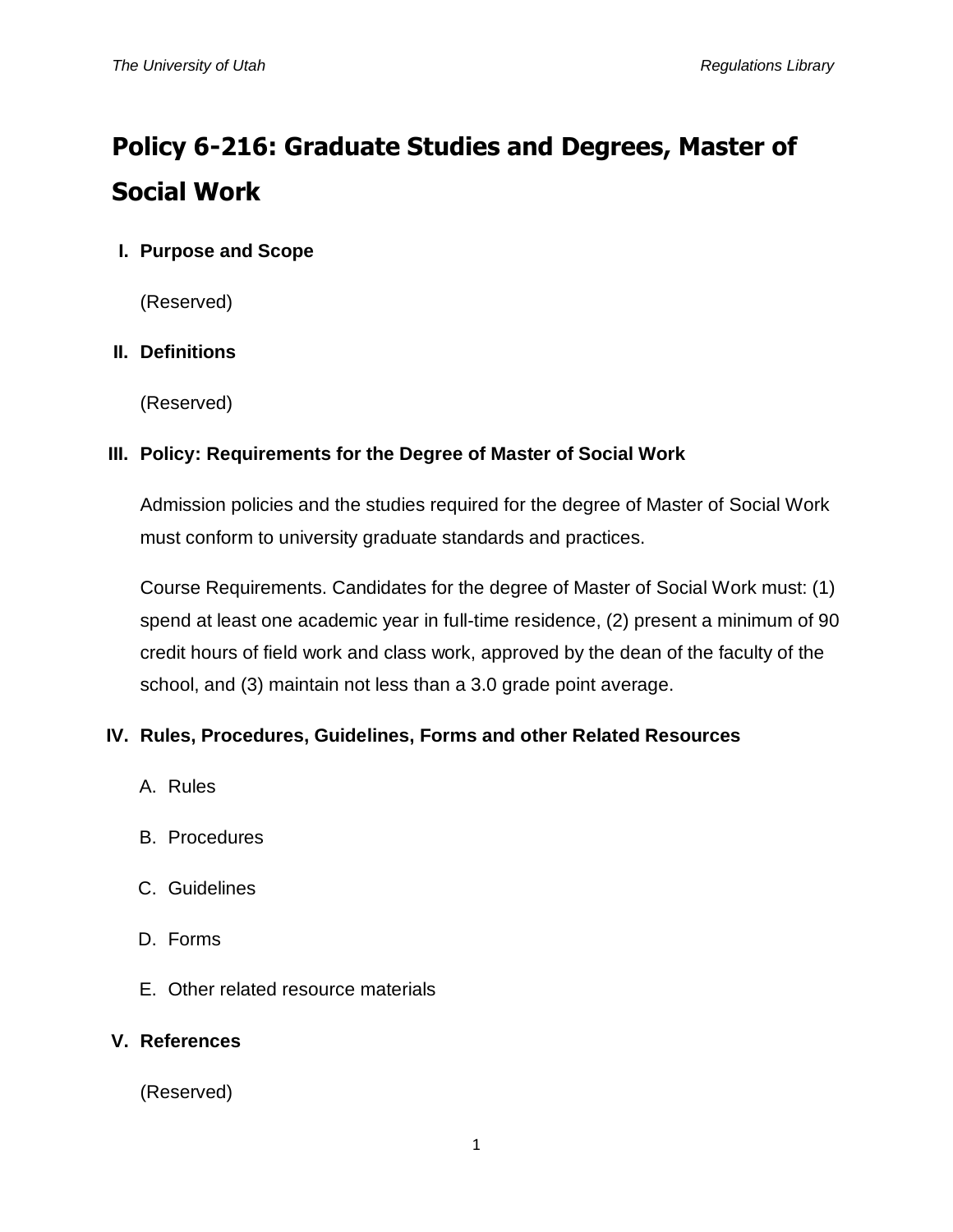# Policy 6-216: Graduate Studies and Degrees, Master of Social Work

## I. Purpose and Scope

(Reserved)

## II. Definitions

(Reserved)

## III. Policy: Requirements for the Degree of Master of Social Work

Admission policies and the studies required for the degree of Master of Social Work must conform to university graduate standards and practices.

Course Requirements. Candidates for the degree of Master of Social Work must: (1) spend at least one academic year in full-time residence, (2) present a minimum of 90 credit hours of field work and class work, approved by the dean of the faculty of the school, and (3) maintain not less than a 3.0 grade point average.

## IV. Rules, Procedures, Guidelines, Forms and other Related Resources

A. Rules

B. Procedures

C. Guidelines

D. Forms

E. Other related resource materials

## V. References

(Reserved)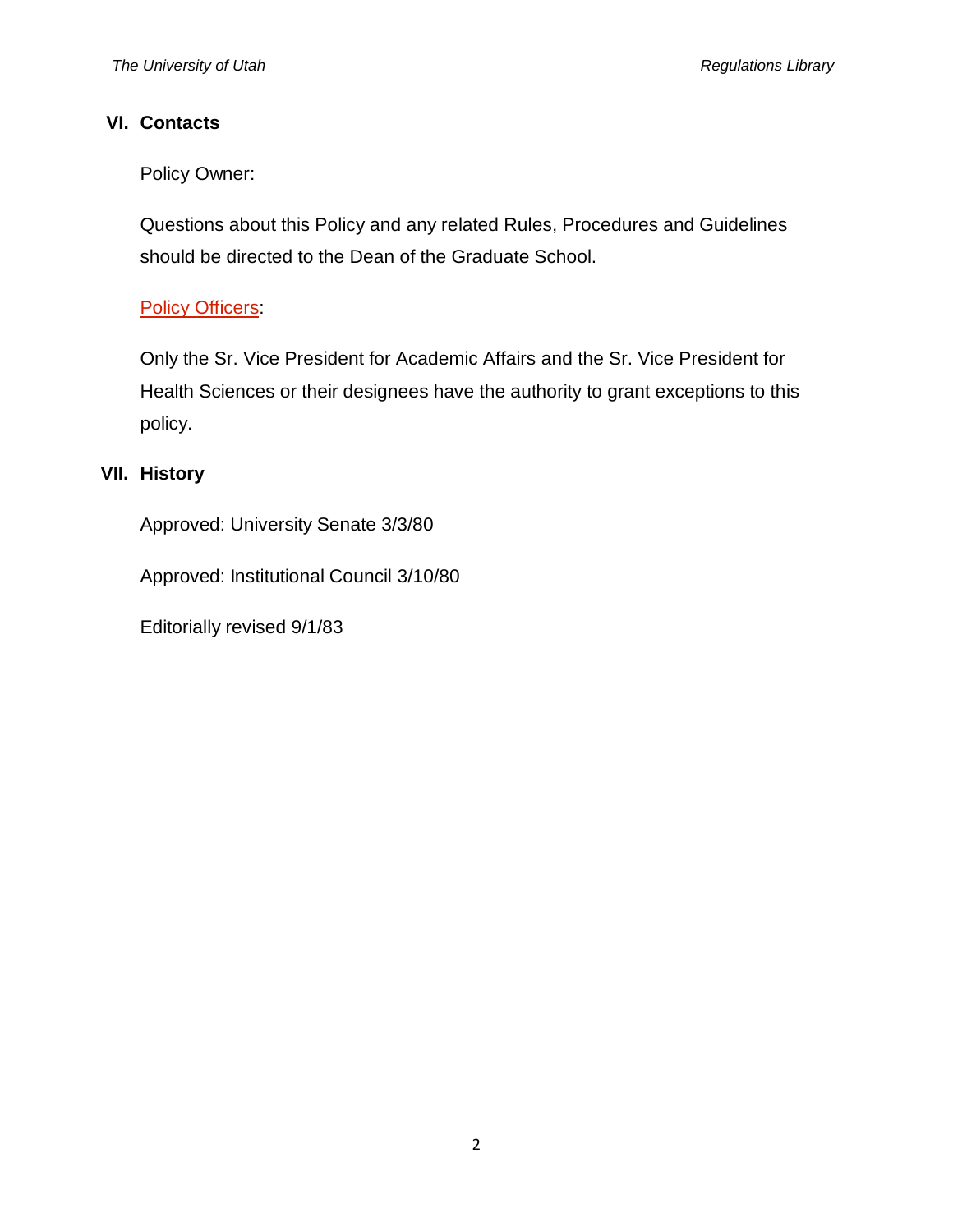## VI. Contacts

Policy Owner:

Questions about this Policy and any related Rules, Procedures and Guidelines should be directed to the Dean of the Graduate School.

Policy Officers:

Only the Sr. Vice President for Academic Affairs and the Sr. Vice President for Health Sciences or their designees have the authority to grant exceptions to this policy.

## VII. History

Approved: University Senate 3/3/80

Approved: Institutional Council 3/10/80

Editorially revised 9/1/83